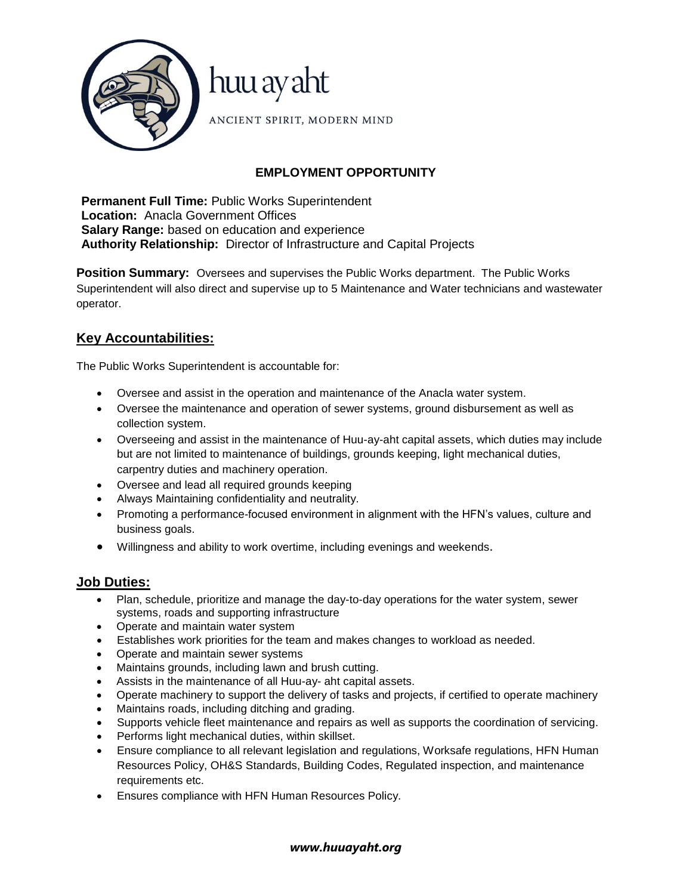huu ay aht

ANCIENT SPIRIT, MODERN MIND

## EMPLOYMENT OPPORTUNITY

**Permanent Full Time:** Public Works Superintendent
**Location:** Anacla Government Offices
**Salary Range:** based on education and experience
**Authority Relationship:** Director of Infrastructure and Capital Projects

**Position Summary:** Oversees and supervises the Public Works department. The Public Works Superintendent will also direct and supervise up to 5 Maintenance and Water technicians and wastewater operator.

## Key Accountabilities:

The Public Works Superintendent is accountable for:

- Oversee and assist in the operation and maintenance of the Anacla water system.
- Oversee the maintenance and operation of sewer systems, ground disbursement as well as collection system.
- Overseeing and assist in the maintenance of Huu-ay-aht capital assets, which duties may include but are not limited to maintenance of buildings, grounds keeping, light mechanical duties, carpentry duties and machinery operation.
- Oversee and lead all required grounds keeping
- Always Maintaining confidentiality and neutrality.
- Promoting a performance-focused environment in alignment with the HFN's values, culture and business goals.
- Willingness and ability to work overtime, including evenings and weekends.

## Job Duties:

- Plan, schedule, prioritize and manage the day-to-day operations for the water system, sewer systems, roads and supporting infrastructure
- Operate and maintain water system
- Establishes work priorities for the team and makes changes to workload as needed.
- Operate and maintain sewer systems
- Maintains grounds, including lawn and brush cutting.
- Assists in the maintenance of all Huu-ay- aht capital assets.
- Operate machinery to support the delivery of tasks and projects, if certified to operate machinery
- Maintains roads, including ditching and grading.
- Supports vehicle fleet maintenance and repairs as well as supports the coordination of servicing.
- Performs light mechanical duties, within skillset.
- Ensure compliance to all relevant legislation and regulations, Worksafe regulations, HFN Human Resources Policy, OH&S Standards, Building Codes, Regulated inspection, and maintenance requirements etc.
- Ensures compliance with HFN Human Resources Policy.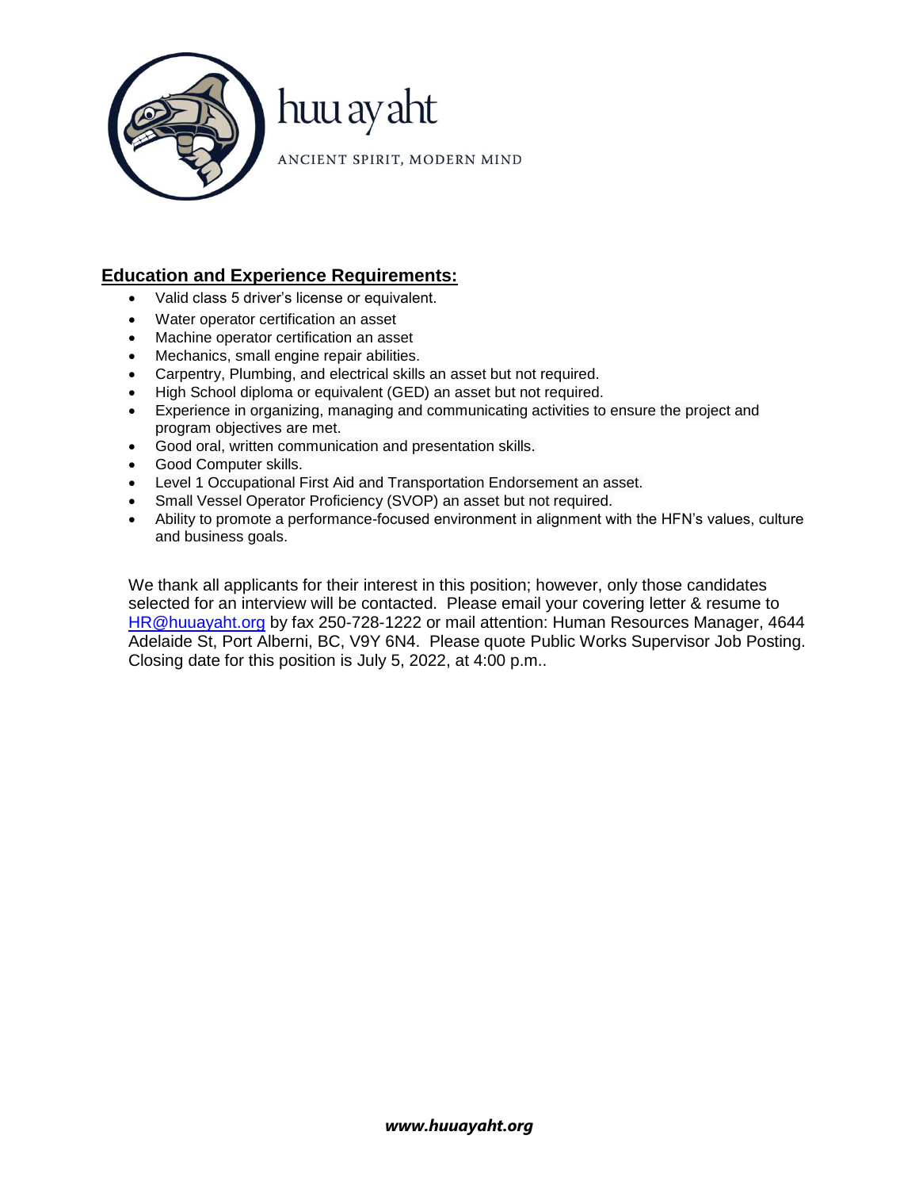## Education and Experience Requirements:

- Valid class 5 driver's license or equivalent.
- Water operator certification an asset
- Machine operator certification an asset
- Mechanics, small engine repair abilities.
- Carpentry, Plumbing, and electrical skills an asset but not required.
- High School diploma or equivalent (GED) an asset but not required.
- Experience in organizing, managing and communicating activities to ensure the project and program objectives are met.
- Good oral, written communication and presentation skills.
- Good Computer skills.
- Level 1 Occupational First Aid and Transportation Endorsement an asset.
- Small Vessel Operator Proficiency (SVOP) an asset but not required.
- Ability to promote a performance-focused environment in alignment with the HFN's values, culture and business goals.

We thank all applicants for their interest in this position; however, only those candidates selected for an interview will be contacted. Please email your covering letter & resume to HR@huuayaht.org by fax 250-728-1222 or mail attention: Human Resources Manager, 4644 Adelaide St, Port Alberni, BC, V9Y 6N4. Please quote Public Works Supervisor Job Posting. Closing date for this position is July 5, 2022, at 4:00 p.m..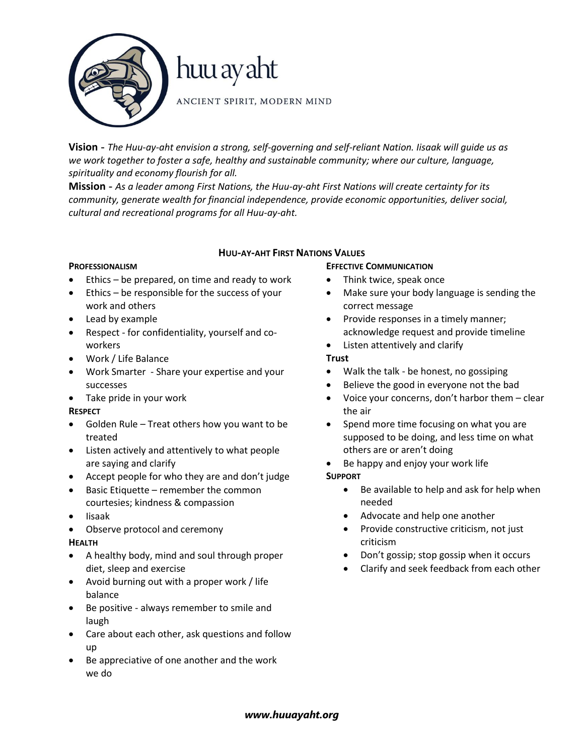huu ay aht

ANCIENT SPIRIT, MODERN MIND

**Vision** - *The Huu-ay-aht envision a strong, self-governing and self-reliant Nation. Iisaak will guide us as we work together to foster a safe, healthy and sustainable community; where our culture, language, spirituality and economy flourish for all.*

**Mission** - *As a leader among First Nations, the Huu-ay-aht First Nations will create certainty for its community, generate wealth for financial independence, provide economic opportunities, deliver social, cultural and recreational programs for all Huu-ay-aht.*

## HUU-AY-AHT FIRST NATIONS VALUES

### PROFESSIONALISM

- Ethics – be prepared, on time and ready to work
- Ethics – be responsible for the success of your work and others
- Lead by example
- Respect - for confidentiality, yourself and co-workers
- Work / Life Balance
- Work Smarter - Share your expertise and your successes
- Take pride in your work

### RESPECT

- Golden Rule – Treat others how you want to be treated
- Listen actively and attentively to what people are saying and clarify
- Accept people for who they are and don't judge
- Basic Etiquette – remember the common courtesies; kindness & compassion
- Iisaak
- Observe protocol and ceremony

### HEALTH

- A healthy body, mind and soul through proper diet, sleep and exercise
- Avoid burning out with a proper work / life balance
- Be positive - always remember to smile and laugh
- Care about each other, ask questions and follow up
- Be appreciative of one another and the work we do

### EFFECTIVE COMMUNICATION

- Think twice, speak once
- Make sure your body language is sending the correct message
- Provide responses in a timely manner; acknowledge request and provide timeline
- Listen attentively and clarify

### Trust

- Walk the talk - be honest, no gossiping
- Believe the good in everyone not the bad
- Voice your concerns, don't harbor them – clear the air
- Spend more time focusing on what you are supposed to be doing, and less time on what others are or aren't doing
- Be happy and enjoy your work life

### SUPPORT

- Be available to help and ask for help when needed
- Advocate and help one another
- Provide constructive criticism, not just criticism
- Don't gossip; stop gossip when it occurs
- Clarify and seek feedback from each other

***www.huuayaht.org***